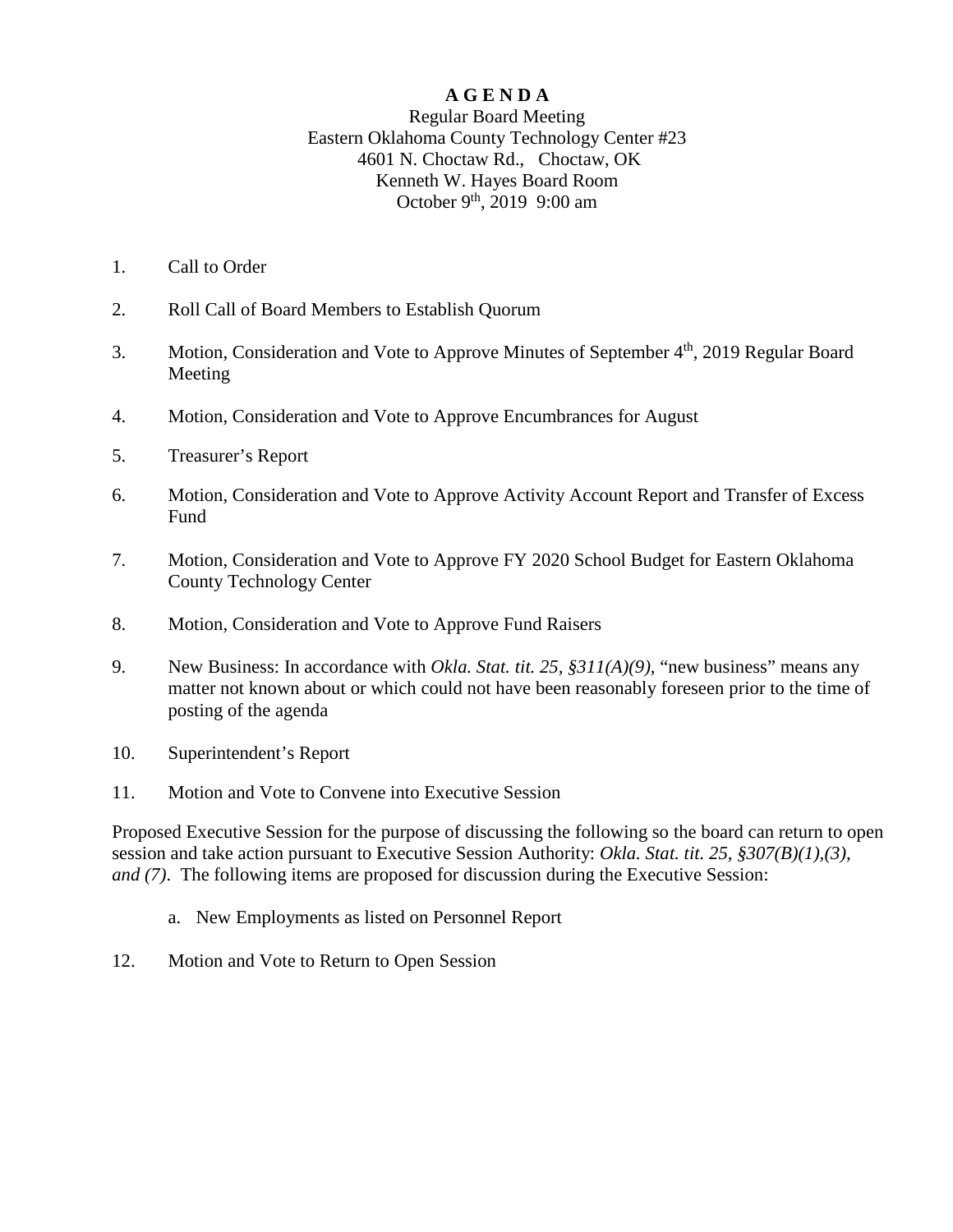# A G E N D A

Regular Board Meeting
Eastern Oklahoma County Technology Center #23
4601 N. Choctaw Rd., Choctaw, OK
Kenneth W. Hayes Board Room
October 9th, 2019 9:00 am

1. Call to Order
2. Roll Call of Board Members to Establish Quorum
3. Motion, Consideration and Vote to Approve Minutes of September 4th, 2019 Regular Board Meeting
4. Motion, Consideration and Vote to Approve Encumbrances for August
5. Treasurer's Report
6. Motion, Consideration and Vote to Approve Activity Account Report and Transfer of Excess Fund
7. Motion, Consideration and Vote to Approve FY 2020 School Budget for Eastern Oklahoma County Technology Center
8. Motion, Consideration and Vote to Approve Fund Raisers
9. New Business: In accordance with *Okla. Stat. tit. 25, §311(A)(9)*, "new business" means any matter not known about or which could not have been reasonably foreseen prior to the time of posting of the agenda
10. Superintendent's Report
11. Motion and Vote to Convene into Executive Session

Proposed Executive Session for the purpose of discussing the following so the board can return to open session and take action pursuant to Executive Session Authority: *Okla. Stat. tit. 25, §307(B)(1),(3), and (7)*. The following items are proposed for discussion during the Executive Session:

   a. New Employments as listed on Personnel Report

12. Motion and Vote to Return to Open Session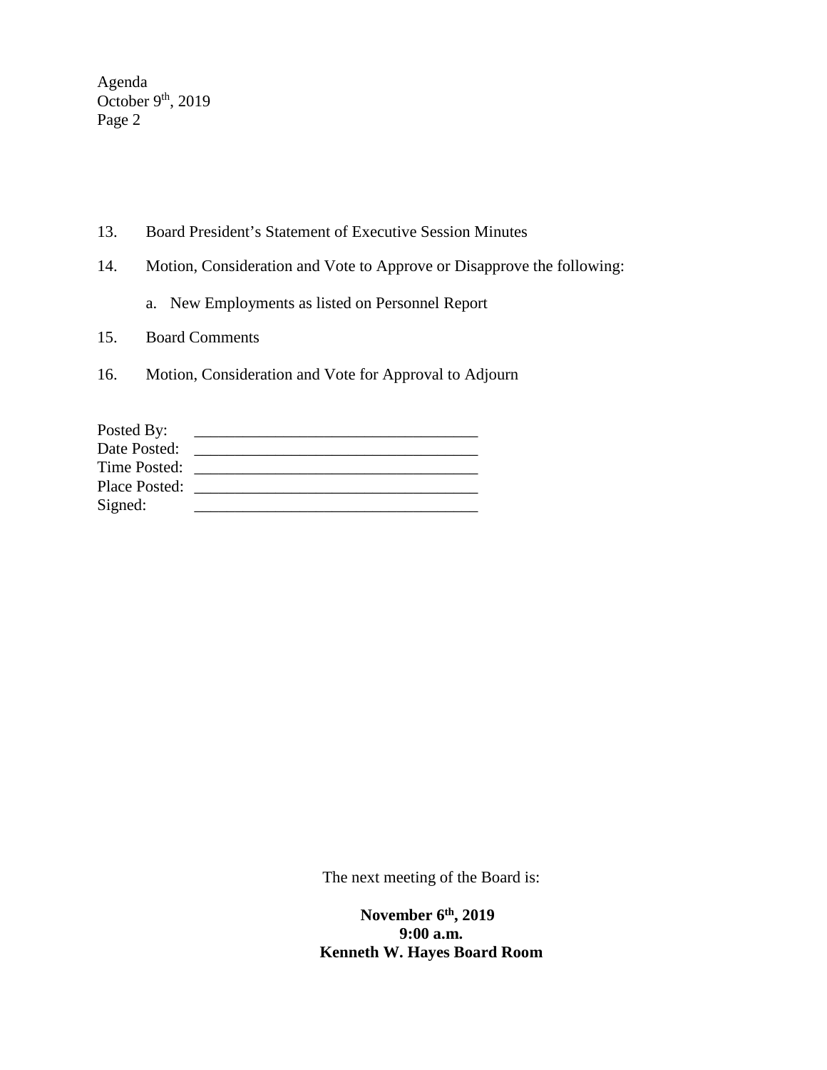13. Board President's Statement of Executive Session Minutes

14. Motion, Consideration and Vote to Approve or Disapprove the following:

    a. New Employments as listed on Personnel Report

15. Board Comments

16. Motion, Consideration and Vote for Approval to Adjourn

Posted By: ___________________________________
Date Posted: ___________________________________
Time Posted: ___________________________________
Place Posted: ___________________________________
Signed: ___________________________________

The next meeting of the Board is:

**November 6th, 2019**
**9:00 a.m.**
**Kenneth W. Hayes Board Room**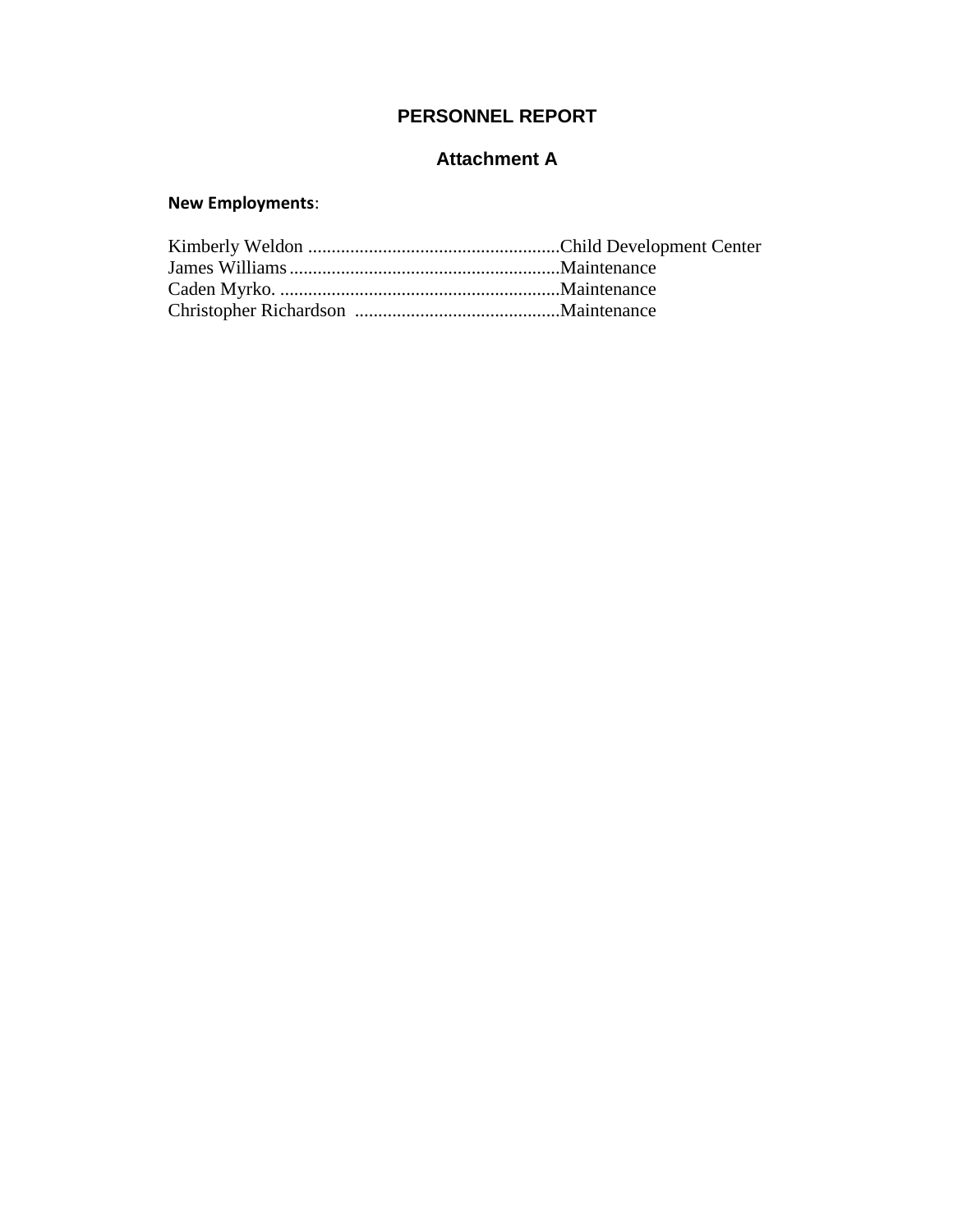# PERSONNEL REPORT

## Attachment A

**New Employments**:

Kimberly Weldon ......................................................Child Development Center
James Williams..........................................................Maintenance
Caden Myrko. ............................................................Maintenance
Christopher Richardson ............................................Maintenance